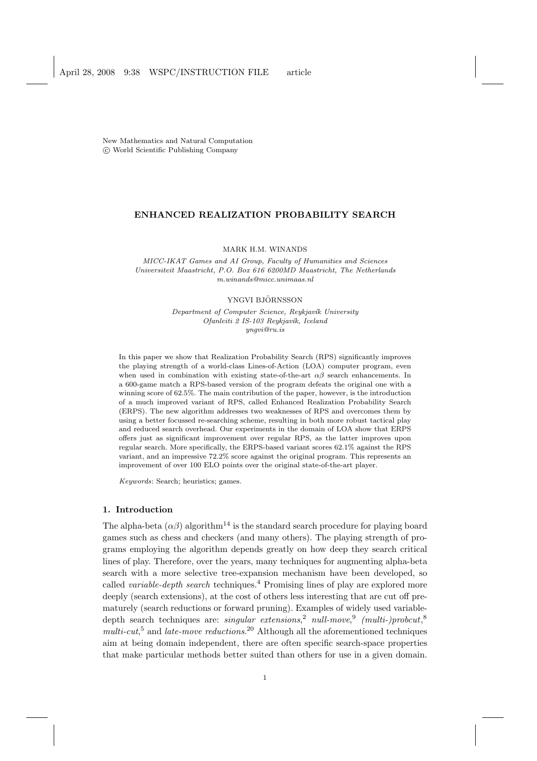New Mathematics and Natural Computation
© World Scientific Publishing Company

# ENHANCED REALIZATION PROBABILITY SEARCH

MARK H.M. WINANDS

*MICC-IKAT Games and AI Group, Faculty of Humanities and Sciences*
*Universiteit Maastricht, P.O. Box 616 6200MD Maastricht, The Netherlands*
*m.winands@micc.unimaas.nl*

YNGVI BJÖRNSSON

*Department of Computer Science, Reykjavík University*
*Ofanleiti 2 IS-103 Reykjavík, Iceland*
*yngvi@ru.is*

In this paper we show that Realization Probability Search (RPS) significantly improves the playing strength of a world-class Lines-of-Action (LOA) computer program, even when used in combination with existing state-of-the-art $\alpha\beta$ search enhancements. In a 600-game match a RPS-based version of the program defeats the original one with a winning score of 62.5%. The main contribution of the paper, however, is the introduction of a much improved variant of RPS, called Enhanced Realization Probability Search (ERPS). The new algorithm addresses two weaknesses of RPS and overcomes them by using a better focussed re-searching scheme, resulting in both more robust tactical play and reduced search overhead. Our experiments in the domain of LOA show that ERPS offers just as significant improvement over regular RPS, as the latter improves upon regular search. More specifically, the ERPS-based variant scores 62.1% against the RPS variant, and an impressive 72.2% score against the original program. This represents an improvement of over 100 ELO points over the original state-of-the-art player.

*Keywords*: Search; heuristics; games.

## 1. Introduction

The alpha-beta ($\alpha\beta$) algorithm[14] is the standard search procedure for playing board games such as chess and checkers (and many others). The playing strength of programs employing the algorithm depends greatly on how deep they search critical lines of play. Therefore, over the years, many techniques for augmenting alpha-beta search with a more selective tree-expansion mechanism have been developed, so called *variable-depth search* techniques.[4] Promising lines of play are explored more deeply (search extensions), at the cost of others less interesting that are cut off prematurely (search reductions or forward pruning). Examples of widely used variable-depth search techniques are: *singular extensions*,[2] *null-move*,[9] *(multi-)probcut*,[8] *multi-cut*,[5] and *late-move reductions*.[20] Although all the aforementioned techniques aim at being domain independent, there are often specific search-space properties that make particular methods better suited than others for use in a given domain.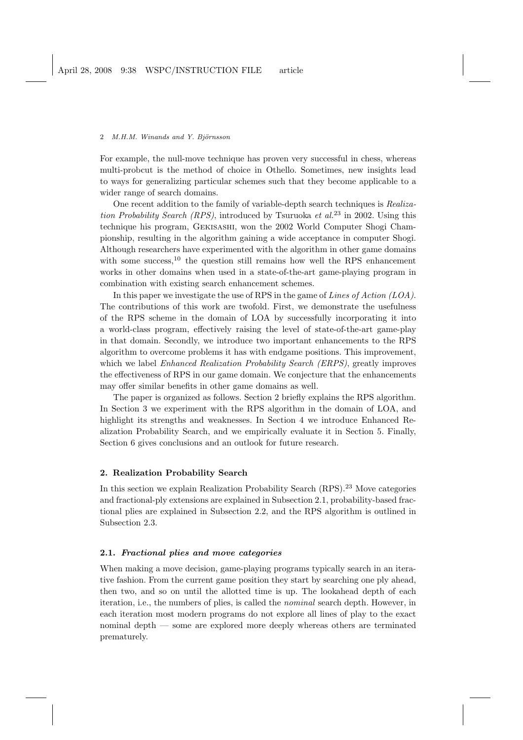For example, the null-move technique has proven very successful in chess, whereas multi-probcut is the method of choice in Othello. Sometimes, new insights lead to ways for generalizing particular schemes such that they become applicable to a wider range of search domains.

One recent addition to the family of variable-depth search techniques is *Realization Probability Search (RPS)*, introduced by Tsuruoka *et al.*[23] in 2002. Using this technique his program, Gekisashi, won the 2002 World Computer Shogi Championship, resulting in the algorithm gaining a wide acceptance in computer Shogi. Although researchers have experimented with the algorithm in other game domains with some success,[10] the question still remains how well the RPS enhancement works in other domains when used in a state-of-the-art game-playing program in combination with existing search enhancement schemes.

In this paper we investigate the use of RPS in the game of *Lines of Action (LOA)*. The contributions of this work are twofold. First, we demonstrate the usefulness of the RPS scheme in the domain of LOA by successfully incorporating it into a world-class program, effectively raising the level of state-of-the-art game-play in that domain. Secondly, we introduce two important enhancements to the RPS algorithm to overcome problems it has with endgame positions. This improvement, which we label *Enhanced Realization Probability Search (ERPS)*, greatly improves the effectiveness of RPS in our game domain. We conjecture that the enhancements may offer similar benefits in other game domains as well.

The paper is organized as follows. Section 2 briefly explains the RPS algorithm. In Section 3 we experiment with the RPS algorithm in the domain of LOA, and highlight its strengths and weaknesses. In Section 4 we introduce Enhanced Realization Probability Search, and we empirically evaluate it in Section 5. Finally, Section 6 gives conclusions and an outlook for future research.

## 2. Realization Probability Search

In this section we explain Realization Probability Search (RPS).[23] Move categories and fractional-ply extensions are explained in Subsection 2.1, probability-based fractional plies are explained in Subsection 2.2, and the RPS algorithm is outlined in Subsection 2.3.

### 2.1. *Fractional plies and move categories*

When making a move decision, game-playing programs typically search in an iterative fashion. From the current game position they start by searching one ply ahead, then two, and so on until the allotted time is up. The lookahead depth of each iteration, i.e., the numbers of plies, is called the *nominal* search depth. However, in each iteration most modern programs do not explore all lines of play to the exact nominal depth — some are explored more deeply whereas others are terminated prematurely.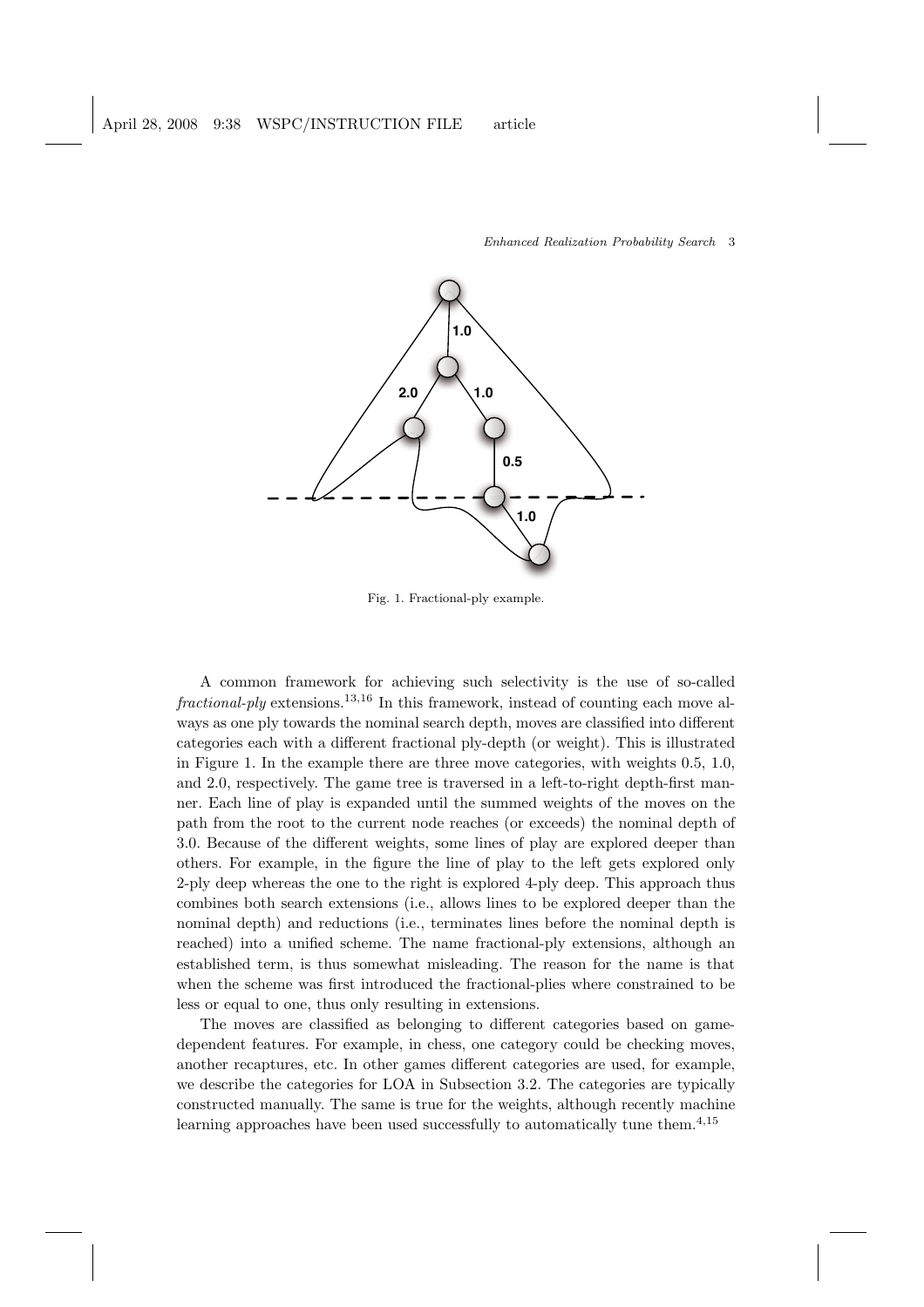Fig. 1. Fractional-ply example.

A common framework for achieving such selectivity is the use of so-called *fractional-ply* extensions.[13,16] In this framework, instead of counting each move always as one ply towards the nominal search depth, moves are classified into different categories each with a different fractional ply-depth (or weight). This is illustrated in Figure 1. In the example there are three move categories, with weights 0.5, 1.0, and 2.0, respectively. The game tree is traversed in a left-to-right depth-first manner. Each line of play is expanded until the summed weights of the moves on the path from the root to the current node reaches (or exceeds) the nominal depth of 3.0. Because of the different weights, some lines of play are explored deeper than others. For example, in the figure the line of play to the left gets explored only 2-ply deep whereas the one to the right is explored 4-ply deep. This approach thus combines both search extensions (i.e., allows lines to be explored deeper than the nominal depth) and reductions (i.e., terminates lines before the nominal depth is reached) into a unified scheme. The name fractional-ply extensions, although an established term, is thus somewhat misleading. The reason for the name is that when the scheme was first introduced the fractional-plies where constrained to be less or equal to one, thus only resulting in extensions.

The moves are classified as belonging to different categories based on game-dependent features. For example, in chess, one category could be checking moves, another recaptures, etc. In other games different categories are used, for example, we describe the categories for LOA in Subsection 3.2. The categories are typically constructed manually. The same is true for the weights, although recently machine learning approaches have been used successfully to automatically tune them.[4,15]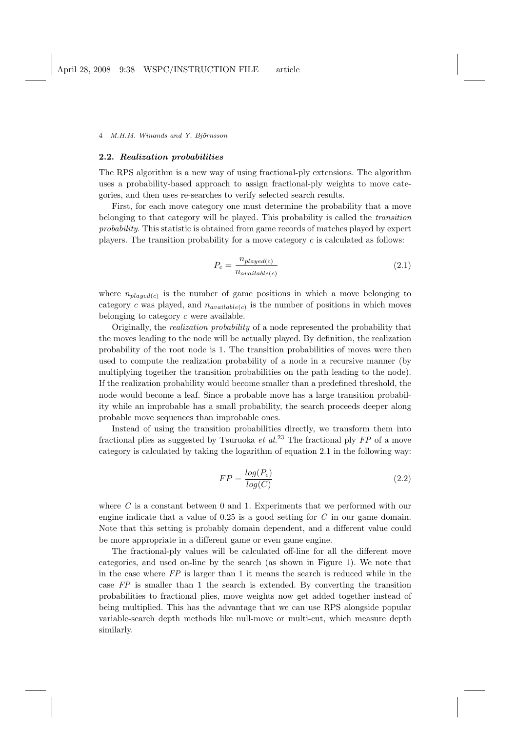### 2.2. *Realization probabilities*

The RPS algorithm is a new way of using fractional-ply extensions. The algorithm uses a probability-based approach to assign fractional-ply weights to move categories, and then uses re-searches to verify selected search results.

First, for each move category one must determine the probability that a move belonging to that category will be played. This probability is called the *transition probability*. This statistic is obtained from game records of matches played by expert players. The transition probability for a move category $c$ is calculated as follows:

$$P_c = \frac{n_{played(c)}}{n_{available(c)}} \tag{2.1}$$

where $n_{played(c)}$ is the number of game positions in which a move belonging to category $c$ was played, and $n_{available(c)}$ is the number of positions in which moves belonging to category $c$ were available.

Originally, the *realization probability* of a node represented the probability that the moves leading to the node will be actually played. By definition, the realization probability of the root node is 1. The transition probabilities of moves were then used to compute the realization probability of a node in a recursive manner (by multiplying together the transition probabilities on the path leading to the node). If the realization probability would become smaller than a predefined threshold, the node would become a leaf. Since a probable move has a large transition probability while an improbable has a small probability, the search proceeds deeper along probable move sequences than improbable ones.

Instead of using the transition probabilities directly, we transform them into fractional plies as suggested by Tsuruoka *et al.*[23] The fractional ply $FP$ of a move category is calculated by taking the logarithm of equation 2.1 in the following way:

$$FP = \frac{log(P_c)}{log(C)} \tag{2.2}$$

where $C$ is a constant between 0 and 1. Experiments that we performed with our engine indicate that a value of 0.25 is a good setting for $C$ in our game domain. Note that this setting is probably domain dependent, and a different value could be more appropriate in a different game or even game engine.

The fractional-ply values will be calculated off-line for all the different move categories, and used on-line by the search (as shown in Figure 1). We note that in the case where $FP$ is larger than 1 it means the search is reduced while in the case $FP$ is smaller than 1 the search is extended. By converting the transition probabilities to fractional plies, move weights now get added together instead of being multiplied. This has the advantage that we can use RPS alongside popular variable-search depth methods like null-move or multi-cut, which measure depth similarly.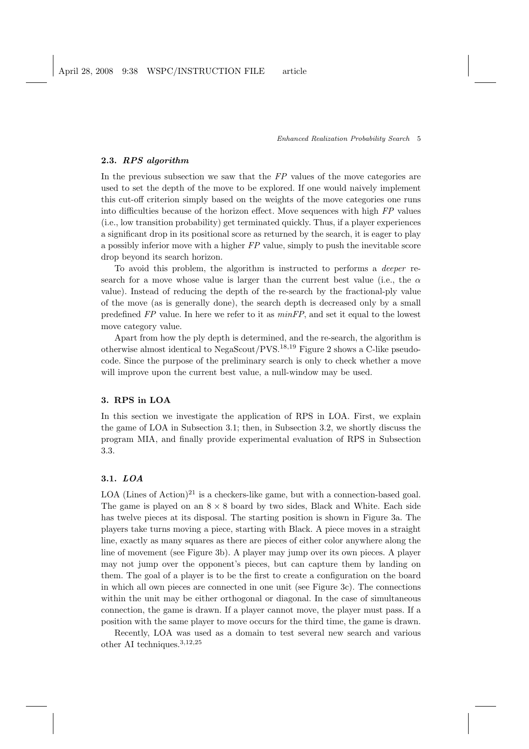### 2.3. *RPS algorithm*

In the previous subsection we saw that the *FP* values of the move categories are used to set the depth of the move to be explored. If one would naively implement this cut-off criterion simply based on the weights of the move categories one runs into difficulties because of the horizon effect. Move sequences with high *FP* values (i.e., low transition probability) get terminated quickly. Thus, if a player experiences a significant drop in its positional score as returned by the search, it is eager to play a possibly inferior move with a higher *FP* value, simply to push the inevitable score drop beyond its search horizon.

To avoid this problem, the algorithm is instructed to performs a *deeper* re-search for a move whose value is larger than the current best value (i.e., the $\alpha$ value). Instead of reducing the depth of the re-search by the fractional-ply value of the move (as is generally done), the search depth is decreased only by a small predefined *FP* value. In here we refer to it as *minFP*, and set it equal to the lowest move category value.

Apart from how the ply depth is determined, and the re-search, the algorithm is otherwise almost identical to NegaScout/PVS.[18,19] Figure 2 shows a C-like pseudo-code. Since the purpose of the preliminary search is only to check whether a move will improve upon the current best value, a null-window may be used.

## 3. RPS in LOA

In this section we investigate the application of RPS in LOA. First, we explain the game of LOA in Subsection 3.1; then, in Subsection 3.2, we shortly discuss the program MIA, and finally provide experimental evaluation of RPS in Subsection 3.3.

### 3.1. *LOA*

LOA (Lines of Action)[21] is a checkers-like game, but with a connection-based goal. The game is played on an $8 \times 8$ board by two sides, Black and White. Each side has twelve pieces at its disposal. The starting position is shown in Figure 3a. The players take turns moving a piece, starting with Black. A piece moves in a straight line, exactly as many squares as there are pieces of either color anywhere along the line of movement (see Figure 3b). A player may jump over its own pieces. A player may not jump over the opponent's pieces, but can capture them by landing on them. The goal of a player is to be the first to create a configuration on the board in which all own pieces are connected in one unit (see Figure 3c). The connections within the unit may be either orthogonal or diagonal. In the case of simultaneous connection, the game is drawn. If a player cannot move, the player must pass. If a position with the same player to move occurs for the third time, the game is drawn.

Recently, LOA was used as a domain to test several new search and various other AI techniques.[3,12,25]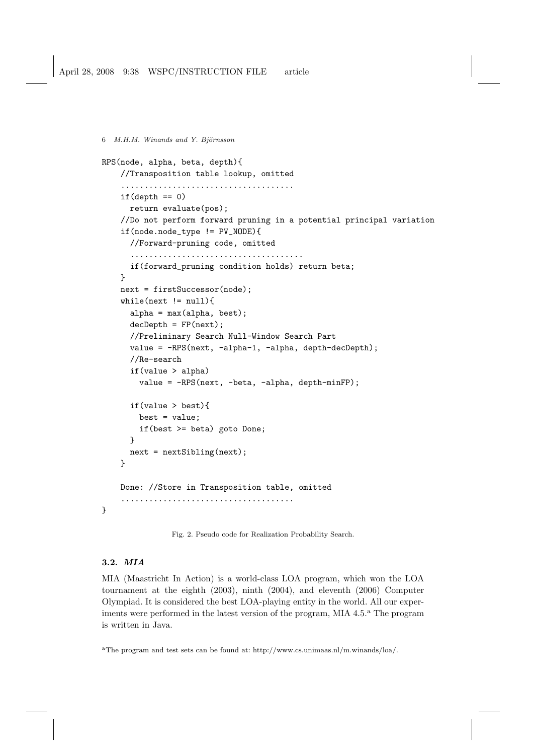```
RPS(node, alpha, beta, depth){
    //Transposition table lookup, omitted
    ....................................
    if(depth == 0)
      return evaluate(pos);
    //Do not perform forward pruning in a potential principal variation
    if(node.node_type != PV_NODE){
      //Forward-pruning code, omitted
      ....................................
      if(forward_pruning condition holds) return beta;
    }
    next = firstSuccessor(node);
    while(next != null){
      alpha = max(alpha, best);
      decDepth = FP(next);
      //Preliminary Search Null-Window Search Part
      value = -RPS(next, -alpha-1, -alpha, depth-decDepth);
      //Re-search
      if(value > alpha)
        value = -RPS(next, -beta, -alpha, depth-minFP);

      if(value > best){
        best = value;
        if(best >= beta) goto Done;
      }
      next = nextSibling(next);
    }

    Done: //Store in Transposition table, omitted
    ....................................
}
```

Fig. 2. Pseudo code for Realization Probability Search.

### 3.2. *MIA*

MIA (Maastricht In Action) is a world-class LOA program, which won the LOA tournament at the eighth (2003), ninth (2004), and eleventh (2006) Computer Olympiad. It is considered the best LOA-playing entity in the world. All our experiments were performed in the latest version of the program, MIA 4.5.[a] The program is written in Java.

[a]The program and test sets can be found at: http://www.cs.unimaas.nl/m.winands/loa/.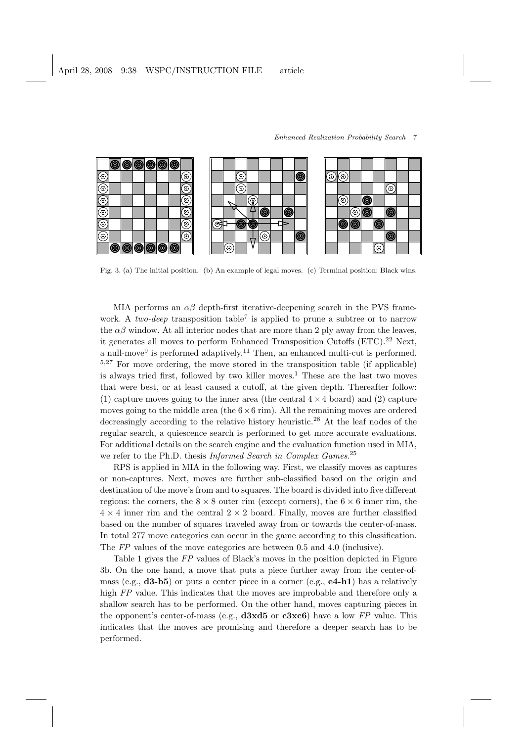Fig. 3. (a) The initial position. (b) An example of legal moves. (c) Terminal position: Black wins.

MIA performs an $\alpha\beta$ depth-first iterative-deepening search in the PVS framework. A *two-deep* transposition table[7] is applied to prune a subtree or to narrow the $\alpha\beta$ window. At all interior nodes that are more than 2 ply away from the leaves, it generates all moves to perform Enhanced Transposition Cutoffs (ETC).[22] Next, a null-move[9] is performed adaptively.[11] Then, an enhanced multi-cut is performed. [5,27] For move ordering, the move stored in the transposition table (if applicable) is always tried first, followed by two killer moves.[1] These are the last two moves that were best, or at least caused a cutoff, at the given depth. Thereafter follow: (1) capture moves going to the inner area (the central $4 \times 4$ board) and (2) capture moves going to the middle area (the $6 \times 6$ rim). All the remaining moves are ordered decreasingly according to the relative history heuristic.[28] At the leaf nodes of the regular search, a quiescence search is performed to get more accurate evaluations. For additional details on the search engine and the evaluation function used in MIA, we refer to the Ph.D. thesis *Informed Search in Complex Games*.[25]

RPS is applied in MIA in the following way. First, we classify moves as captures or non-captures. Next, moves are further sub-classified based on the origin and destination of the move's from and to squares. The board is divided into five different regions: the corners, the $8 \times 8$ outer rim (except corners), the $6 \times 6$ inner rim, the $4 \times 4$ inner rim and the central $2 \times 2$ board. Finally, moves are further classified based on the number of squares traveled away from or towards the center-of-mass. In total 277 move categories can occur in the game according to this classification. The *FP* values of the move categories are between 0.5 and 4.0 (inclusive).

Table 1 gives the *FP* values of Black's moves in the position depicted in Figure 3b. On the one hand, a move that puts a piece further away from the center-of-mass (e.g., **d3-b5**) or puts a center piece in a corner (e.g., **e4-h1**) has a relatively high *FP* value. This indicates that the moves are improbable and therefore only a shallow search has to be performed. On the other hand, moves capturing pieces in the opponent's center-of-mass (e.g., **d3xd5** or **c3xc6**) have a low *FP* value. This indicates that the moves are promising and therefore a deeper search has to be performed.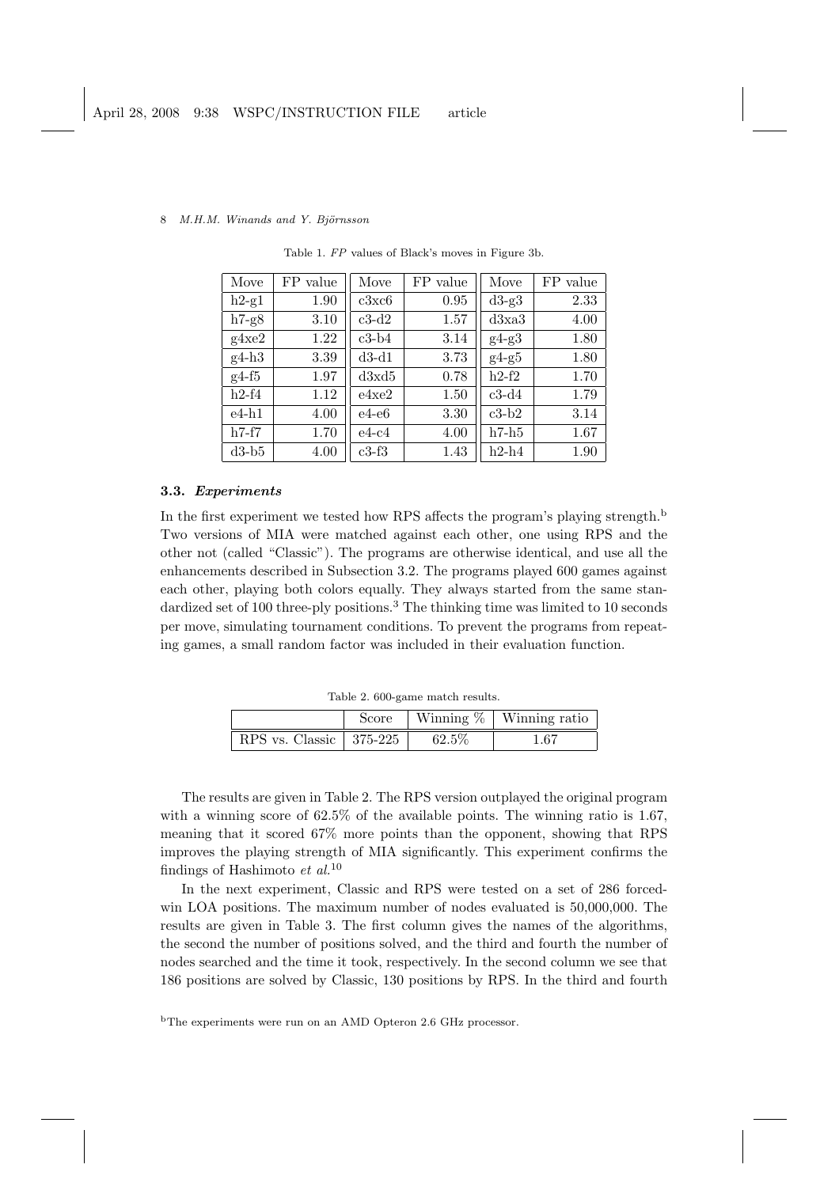Table 1. *FP* values of Black's moves in Figure 3b.

| Move | FP value | Move | FP value | Move | FP value |
|---|---|---|---|---|---|
| h2-g1 | 1.90 | c3xc6 | 0.95 | d3-g3 | 2.33 |
| h7-g8 | 3.10 | c3-d2 | 1.57 | d3xa3 | 4.00 |
| g4xe2 | 1.22 | c3-b4 | 3.14 | g4-g3 | 1.80 |
| g4-h3 | 3.39 | d3-d1 | 3.73 | g4-g5 | 1.80 |
| g4-f5 | 1.97 | d3xd5 | 0.78 | h2-f2 | 1.70 |
| h2-f4 | 1.12 | e4xe2 | 1.50 | c3-d4 | 1.79 |
| e4-h1 | 4.00 | e4-e6 | 3.30 | c3-b2 | 3.14 |
| h7-f7 | 1.70 | e4-c4 | 4.00 | h7-h5 | 1.67 |
| d3-b5 | 4.00 | c3-f3 | 1.43 | h2-h4 | 1.90 |

### 3.3. *Experiments*

In the first experiment we tested how RPS affects the program's playing strength.[b] Two versions of MIA were matched against each other, one using RPS and the other not (called "Classic"). The programs are otherwise identical, and use all the enhancements described in Subsection 3.2. The programs played 600 games against each other, playing both colors equally. They always started from the same standardized set of 100 three-ply positions.[3] The thinking time was limited to 10 seconds per move, simulating tournament conditions. To prevent the programs from repeating games, a small random factor was included in their evaluation function.

Table 2. 600-game match results.

| | Score | Winning % | Winning ratio |
|---|---|---|---|
| RPS vs. Classic | 375-225 | 62.5% | 1.67 |

The results are given in Table 2. The RPS version outplayed the original program with a winning score of 62.5% of the available points. The winning ratio is 1.67, meaning that it scored 67% more points than the opponent, showing that RPS improves the playing strength of MIA significantly. This experiment confirms the findings of Hashimoto *et al.*[10]

In the next experiment, Classic and RPS were tested on a set of 286 forced-win LOA positions. The maximum number of nodes evaluated is 50,000,000. The results are given in Table 3. The first column gives the names of the algorithms, the second the number of positions solved, and the third and fourth the number of nodes searched and the time it took, respectively. In the second column we see that 186 positions are solved by Classic, 130 positions by RPS. In the third and fourth

[b]The experiments were run on an AMD Opteron 2.6 GHz processor.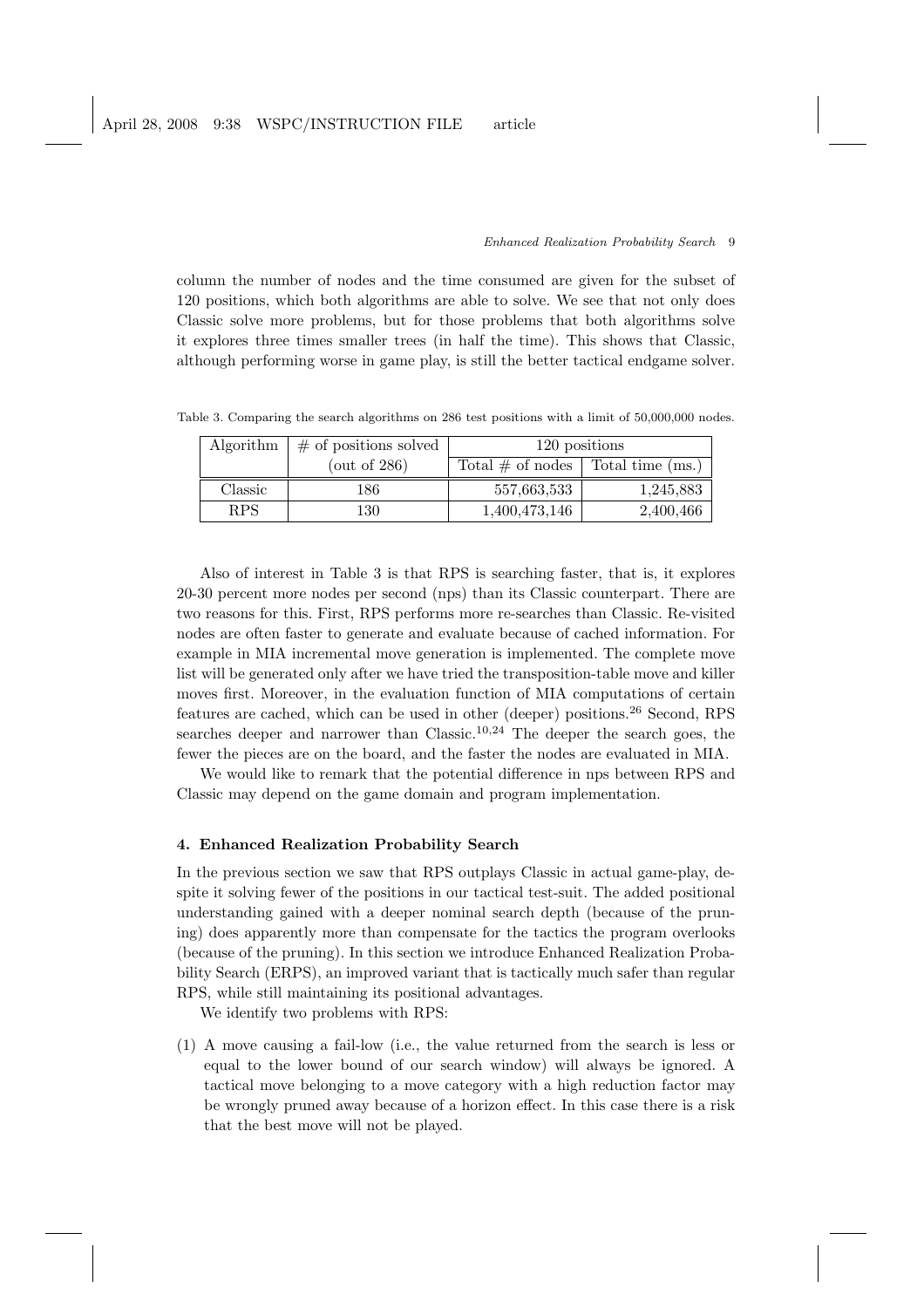column the number of nodes and the time consumed are given for the subset of 120 positions, which both algorithms are able to solve. We see that not only does Classic solve more problems, but for those problems that both algorithms solve it explores three times smaller trees (in half the time). This shows that Classic, although performing worse in game play, is still the better tactical endgame solver.

Table 3. Comparing the search algorithms on 286 test positions with a limit of 50,000,000 nodes.

| Algorithm | # of positions solved | 120 positions | |
|---|---|---|---|
| | (out of 286) | Total # of nodes | Total time (ms.) |
| Classic | 186 | 557,663,533 | 1,245,883 |
| RPS | 130 | 1,400,473,146 | 2,400,466 |

Also of interest in Table 3 is that RPS is searching faster, that is, it explores 20-30 percent more nodes per second (nps) than its Classic counterpart. There are two reasons for this. First, RPS performs more re-searches than Classic. Re-visited nodes are often faster to generate and evaluate because of cached information. For example in MIA incremental move generation is implemented. The complete move list will be generated only after we have tried the transposition-table move and killer moves first. Moreover, in the evaluation function of MIA computations of certain features are cached, which can be used in other (deeper) positions.[26] Second, RPS searches deeper and narrower than Classic.[10,24] The deeper the search goes, the fewer the pieces are on the board, and the faster the nodes are evaluated in MIA.

We would like to remark that the potential difference in nps between RPS and Classic may depend on the game domain and program implementation.

## 4. Enhanced Realization Probability Search

In the previous section we saw that RPS outplays Classic in actual game-play, despite it solving fewer of the positions in our tactical test-suit. The added positional understanding gained with a deeper nominal search depth (because of the pruning) does apparently more than compensate for the tactics the program overlooks (because of the pruning). In this section we introduce Enhanced Realization Probability Search (ERPS), an improved variant that is tactically much safer than regular RPS, while still maintaining its positional advantages.

We identify two problems with RPS:

(1) A move causing a fail-low (i.e., the value returned from the search is less or equal to the lower bound of our search window) will always be ignored. A tactical move belonging to a move category with a high reduction factor may be wrongly pruned away because of a horizon effect. In this case there is a risk that the best move will not be played.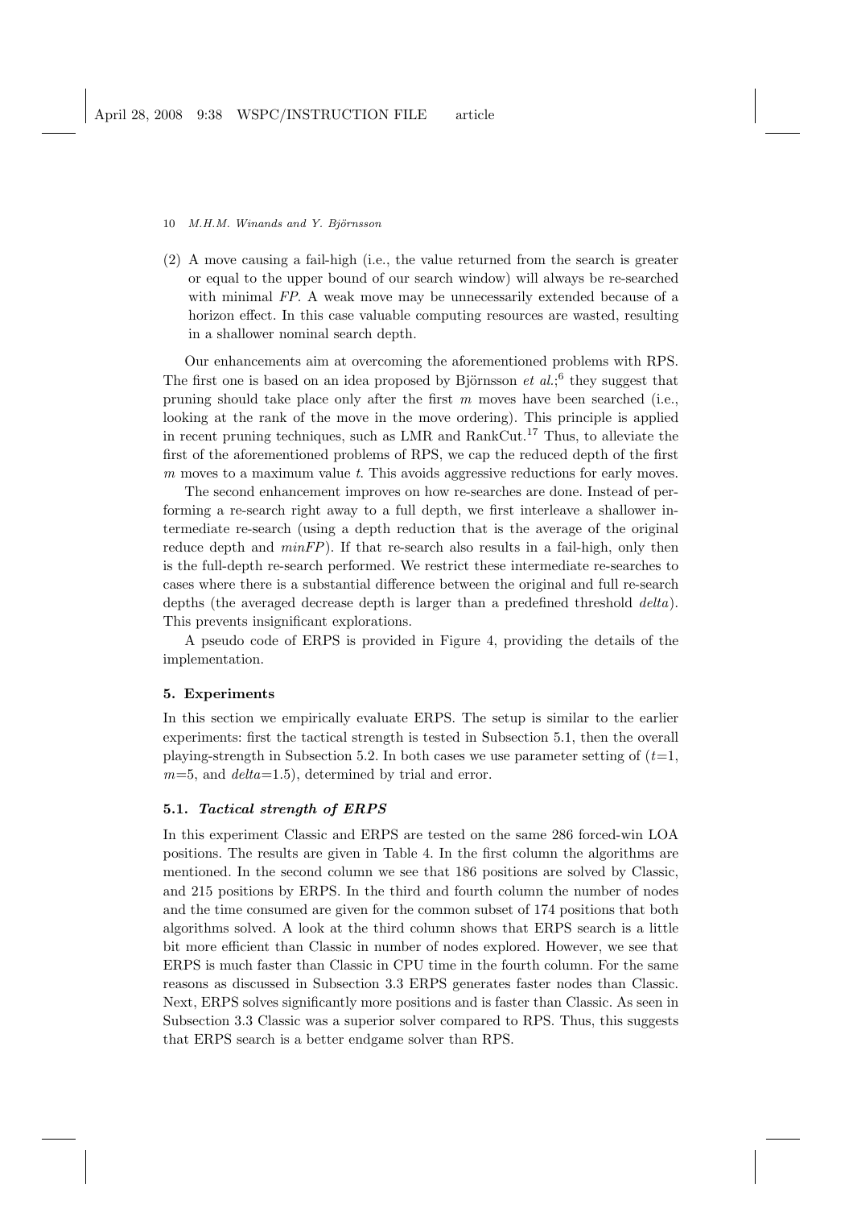(2) A move causing a fail-high (i.e., the value returned from the search is greater or equal to the upper bound of our search window) will always be re-searched with minimal *FP*. A weak move may be unnecessarily extended because of a horizon effect. In this case valuable computing resources are wasted, resulting in a shallower nominal search depth.

Our enhancements aim at overcoming the aforementioned problems with RPS. The first one is based on an idea proposed by Björnsson *et al.*;[6] they suggest that pruning should take place only after the first $m$ moves have been searched (i.e., looking at the rank of the move in the move ordering). This principle is applied in recent pruning techniques, such as LMR and RankCut.[17] Thus, to alleviate the first of the aforementioned problems of RPS, we cap the reduced depth of the first $m$ moves to a maximum value $t$. This avoids aggressive reductions for early moves.

The second enhancement improves on how re-searches are done. Instead of performing a re-search right away to a full depth, we first interleave a shallower intermediate re-search (using a depth reduction that is the average of the original reduce depth and *minFP*). If that re-search also results in a fail-high, only then is the full-depth re-search performed. We restrict these intermediate re-searches to cases where there is a substantial difference between the original and full re-search depths (the averaged decrease depth is larger than a predefined threshold *delta*). This prevents insignificant explorations.

A pseudo code of ERPS is provided in Figure 4, providing the details of the implementation.

## 5. Experiments

In this section we empirically evaluate ERPS. The setup is similar to the earlier experiments: first the tactical strength is tested in Subsection 5.1, then the overall playing-strength in Subsection 5.2. In both cases we use parameter setting of ($t$=1, $m$=5, and *delta*=1.5), determined by trial and error.

### 5.1. *Tactical strength of ERPS*

In this experiment Classic and ERPS are tested on the same 286 forced-win LOA positions. The results are given in Table 4. In the first column the algorithms are mentioned. In the second column we see that 186 positions are solved by Classic, and 215 positions by ERPS. In the third and fourth column the number of nodes and the time consumed are given for the common subset of 174 positions that both algorithms solved. A look at the third column shows that ERPS search is a little bit more efficient than Classic in number of nodes explored. However, we see that ERPS is much faster than Classic in CPU time in the fourth column. For the same reasons as discussed in Subsection 3.3 ERPS generates faster nodes than Classic. Next, ERPS solves significantly more positions and is faster than Classic. As seen in Subsection 3.3 Classic was a superior solver compared to RPS. Thus, this suggests that ERPS search is a better endgame solver than RPS.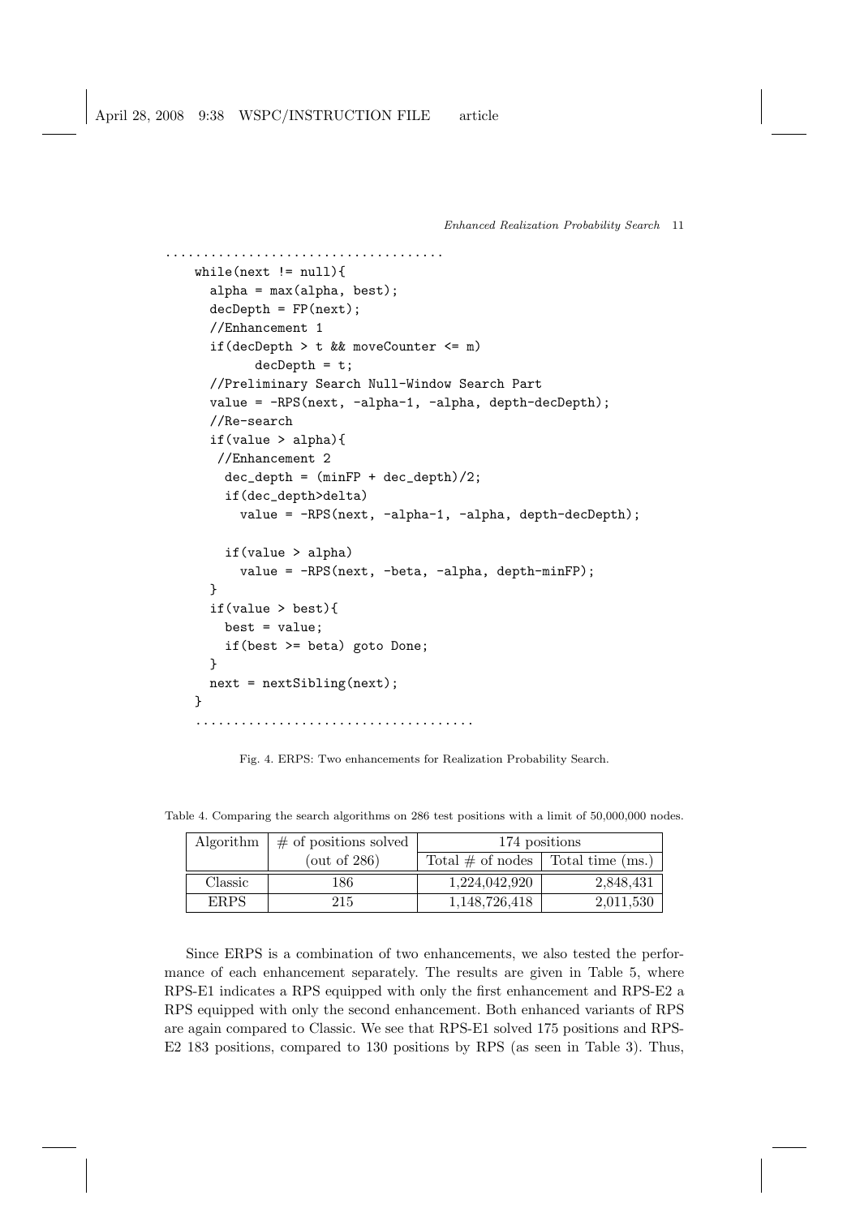```
....................................
    while(next != null){
      alpha = max(alpha, best);
      decDepth = FP(next);
      //Enhancement 1
      if(decDepth > t && moveCounter <= m)
            decDepth = t;
      //Preliminary Search Null-Window Search Part
      value = -RPS(next, -alpha-1, -alpha, depth-decDepth);
      //Re-search
      if(value > alpha){
       //Enhancement 2
        dec_depth = (minFP + dec_depth)/2;
        if(dec_depth>delta)
          value = -RPS(next, -alpha-1, -alpha, depth-decDepth);

        if(value > alpha)
          value = -RPS(next, -beta, -alpha, depth-minFP);
      }
      if(value > best){
        best = value;
        if(best >= beta) goto Done;
      }
      next = nextSibling(next);
    }
    ....................................
```

Fig. 4. ERPS: Two enhancements for Realization Probability Search.

Table 4. Comparing the search algorithms on 286 test positions with a limit of 50,000,000 nodes.

| Algorithm | # of positions solved (out of 286) | 174 positions | |
|---|---|---|---|
| | | Total # of nodes | Total time (ms.) |
| Classic | 186 | 1,224,042,920 | 2,848,431 |
| ERPS | 215 | 1,148,726,418 | 2,011,530 |

Since ERPS is a combination of two enhancements, we also tested the performance of each enhancement separately. The results are given in Table 5, where RPS-E1 indicates a RPS equipped with only the first enhancement and RPS-E2 a RPS equipped with only the second enhancement. Both enhanced variants of RPS are again compared to Classic. We see that RPS-E1 solved 175 positions and RPS-E2 183 positions, compared to 130 positions by RPS (as seen in Table 3). Thus,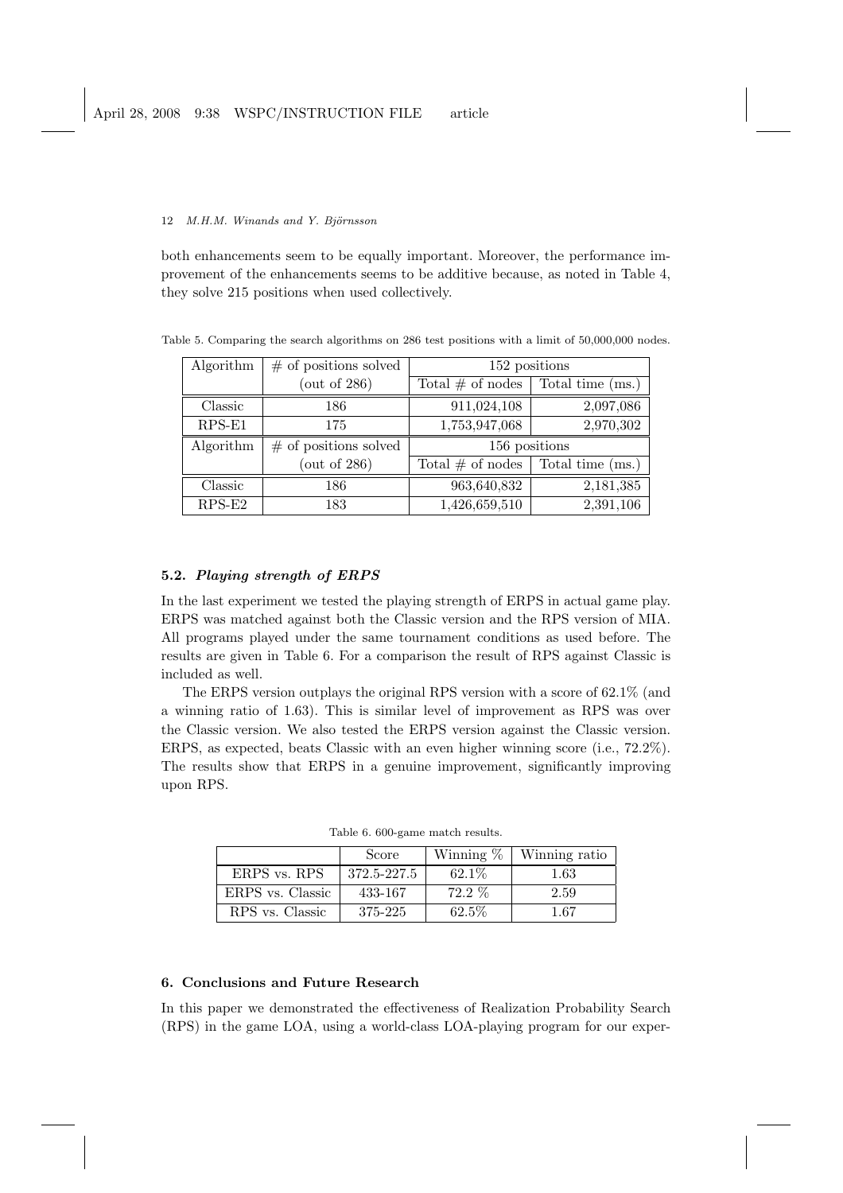both enhancements seem to be equally important. Moreover, the performance improvement of the enhancements seems to be additive because, as noted in Table 4, they solve 215 positions when used collectively.

Table 5. Comparing the search algorithms on 286 test positions with a limit of 50,000,000 nodes.

| Algorithm | # of positions solved (out of 286) | 152 positions | |
|---|---|---|---|
| | | Total # of nodes | Total time (ms.) |
| Classic | 186 | 911,024,108 | 2,097,086 |
| RPS-E1 | 175 | 1,753,947,068 | 2,970,302 |
| Algorithm | # of positions solved (out of 286) | 156 positions | |
| | | Total # of nodes | Total time (ms.) |
| Classic | 186 | 963,640,832 | 2,181,385 |
| RPS-E2 | 183 | 1,426,659,510 | 2,391,106 |

### 5.2. *Playing strength of ERPS*

In the last experiment we tested the playing strength of ERPS in actual game play. ERPS was matched against both the Classic version and the RPS version of MIA. All programs played under the same tournament conditions as used before. The results are given in Table 6. For a comparison the result of RPS against Classic is included as well.

The ERPS version outplays the original RPS version with a score of 62.1% (and a winning ratio of 1.63). This is similar level of improvement as RPS was over the Classic version. We also tested the ERPS version against the Classic version. ERPS, as expected, beats Classic with an even higher winning score (i.e., 72.2%). The results show that ERPS in a genuine improvement, significantly improving upon RPS.

Table 6. 600-game match results.

| | Score | Winning % | Winning ratio |
|---|---|---|---|
| ERPS vs. RPS | 372.5-227.5 | 62.1% | 1.63 |
| ERPS vs. Classic | 433-167 | 72.2 % | 2.59 |
| RPS vs. Classic | 375-225 | 62.5% | 1.67 |

## 6. Conclusions and Future Research

In this paper we demonstrated the effectiveness of Realization Probability Search (RPS) in the game LOA, using a world-class LOA-playing program for our exper-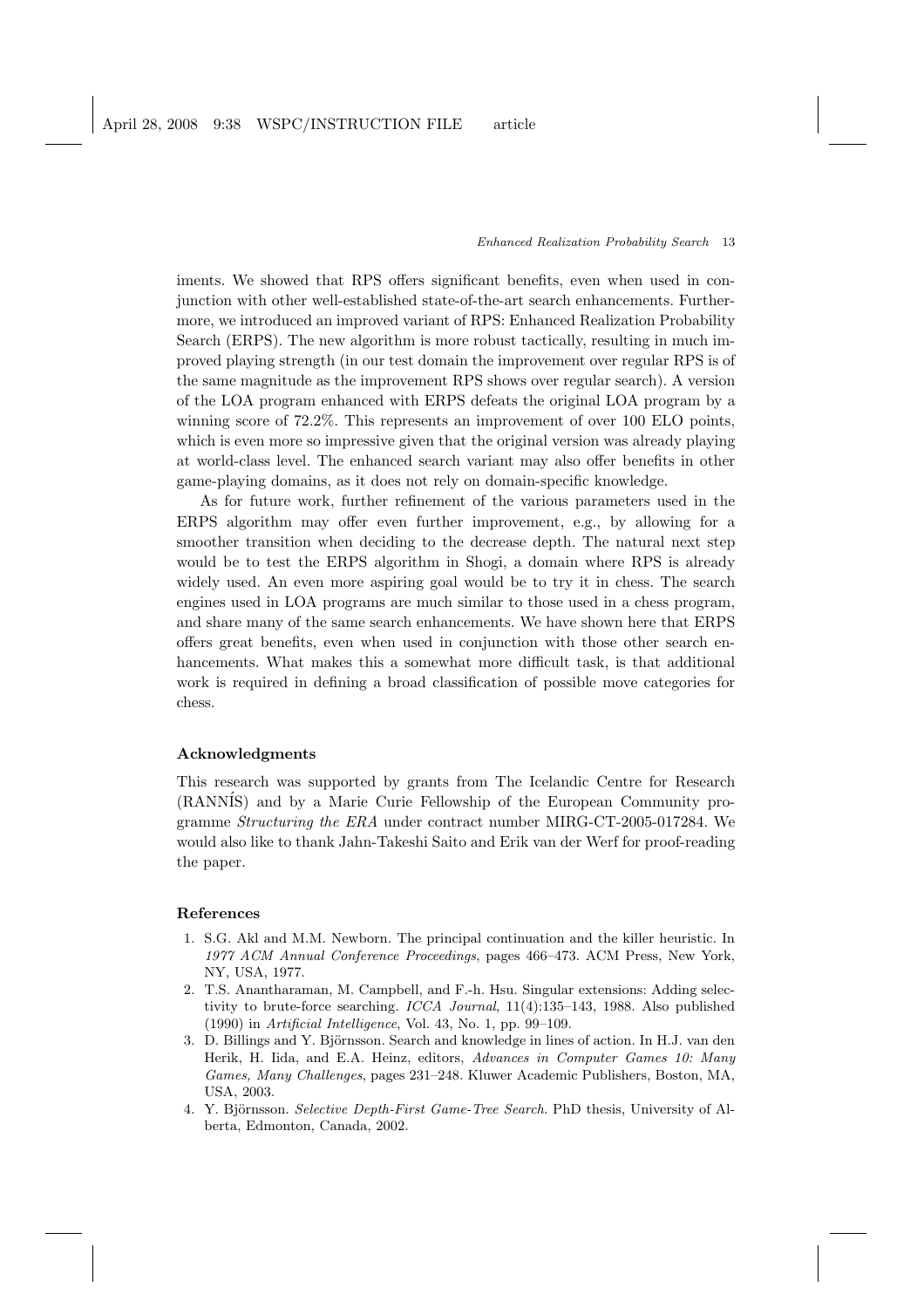iments. We showed that RPS offers significant benefits, even when used in conjunction with other well-established state-of-the-art search enhancements. Furthermore, we introduced an improved variant of RPS: Enhanced Realization Probability Search (ERPS). The new algorithm is more robust tactically, resulting in much improved playing strength (in our test domain the improvement over regular RPS is of the same magnitude as the improvement RPS shows over regular search). A version of the LOA program enhanced with ERPS defeats the original LOA program by a winning score of 72.2%. This represents an improvement of over 100 ELO points, which is even more so impressive given that the original version was already playing at world-class level. The enhanced search variant may also offer benefits in other game-playing domains, as it does not rely on domain-specific knowledge.

As for future work, further refinement of the various parameters used in the ERPS algorithm may offer even further improvement, e.g., by allowing for a smoother transition when deciding to the decrease depth. The natural next step would be to test the ERPS algorithm in Shogi, a domain where RPS is already widely used. An even more aspiring goal would be to try it in chess. The search engines used in LOA programs are much similar to those used in a chess program, and share many of the same search enhancements. We have shown here that ERPS offers great benefits, even when used in conjunction with those other search enhancements. What makes this a somewhat more difficult task, is that additional work is required in defining a broad classification of possible move categories for chess.

## Acknowledgments

This research was supported by grants from The Icelandic Centre for Research (RANNÍS) and by a Marie Curie Fellowship of the European Community programme *Structuring the ERA* under contract number MIRG-CT-2005-017284. We would also like to thank Jahn-Takeshi Saito and Erik van der Werf for proof-reading the paper.

## References

1. S.G. Akl and M.M. Newborn. The principal continuation and the killer heuristic. In *1977 ACM Annual Conference Proceedings*, pages 466–473. ACM Press, New York, NY, USA, 1977.
2. T.S. Anantharaman, M. Campbell, and F.-h. Hsu. Singular extensions: Adding selectivity to brute-force searching. *ICCA Journal*, 11(4):135–143, 1988. Also published (1990) in *Artificial Intelligence*, Vol. 43, No. 1, pp. 99–109.
3. D. Billings and Y. Björnsson. Search and knowledge in lines of action. In H.J. van den Herik, H. Iida, and E.A. Heinz, editors, *Advances in Computer Games 10: Many Games, Many Challenges*, pages 231–248. Kluwer Academic Publishers, Boston, MA, USA, 2003.
4. Y. Björnsson. *Selective Depth-First Game-Tree Search*. PhD thesis, University of Alberta, Edmonton, Canada, 2002.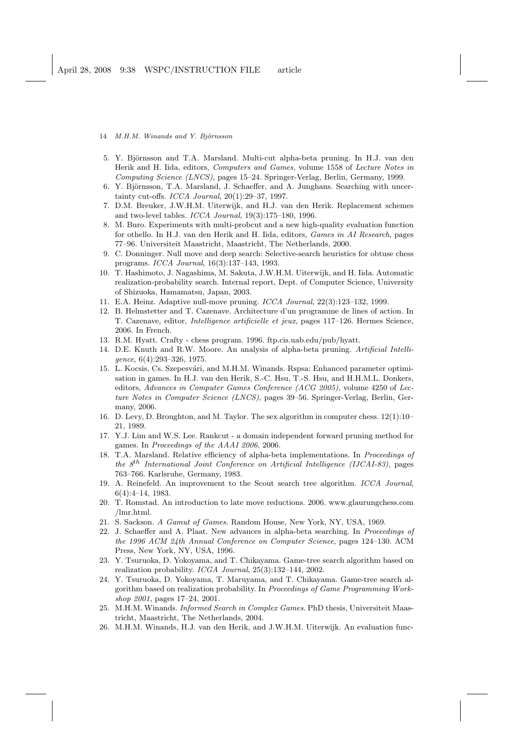5. Y. Björnsson and T.A. Marsland. Multi-cut alpha-beta pruning. In H.J. van den Herik and H. Iida, editors, *Computers and Games*, volume 1558 of *Lecture Notes in Computing Science (LNCS)*, pages 15–24. Springer-Verlag, Berlin, Germany, 1999.
6. Y. Björnsson, T.A. Marsland, J. Schaeffer, and A. Junghans. Searching with uncertainty cut-offs. *ICCA Journal*, 20(1):29–37, 1997.
7. D.M. Breuker, J.W.H.M. Uiterwijk, and H.J. van den Herik. Replacement schemes and two-level tables. *ICCA Journal*, 19(3):175–180, 1996.
8. M. Buro. Experiments with multi-probcut and a new high-quality evaluation function for othello. In H.J. van den Herik and H. Iida, editors, *Games in AI Research*, pages 77–96. Universiteit Maastricht, Maastricht, The Netherlands, 2000.
9. C. Donninger. Null move and deep search: Selective-search heuristics for obtuse chess programs. *ICCA Journal*, 16(3):137–143, 1993.
10. T. Hashimoto, J. Nagashima, M. Sakuta, J.W.H.M. Uiterwijk, and H. Iida. Automatic realization-probability search. Internal report, Dept. of Computer Science, University of Shizuoka, Hamamatsu, Japan, 2003.
11. E.A. Heinz. Adaptive null-move pruning. *ICCA Journal*, 22(3):123–132, 1999.
12. B. Helmstetter and T. Cazenave. Architecture d'un programme de lines of action. In T. Cazenave, editor, *Intelligence artificielle et jeux*, pages 117–126. Hermes Science, 2006. In French.
13. R.M. Hyatt. Crafty - chess program. 1996. ftp.cis.uab.edu/pub/hyatt.
14. D.E. Knuth and R.W. Moore. An analysis of alpha-beta pruning. *Artificial Intelligence*, 6(4):293–326, 1975.
15. L. Kocsis, Cs. Szepesvári, and M.H.M. Winands. Rspsa: Enhanced parameter optimisation in games. In H.J. van den Herik, S.-C. Hsu, T.-S. Hsu, and H.H.M.L. Donkers, editors, *Advances in Computer Games Conference (ACG 2005)*, volume 4250 of *Lecture Notes in Computer Science (LNCS)*, pages 39–56. Springer-Verlag, Berlin, Germany, 2006.
16. D. Levy, D. Broughton, and M. Taylor. The sex algorithm in computer chess. 12(1):10–21, 1989.
17. Y.J. Lim and W.S. Lee. Rankcut - a domain independent forward pruning method for games. In *Proceedings of the AAAI 2006*, 2006.
18. T.A. Marsland. Relative efficiency of alpha-beta implementations. In *Proceedings of the 8th International Joint Conference on Artificial Intelligence (IJCAI-83)*, pages 763–766. Karlsruhe, Germany, 1983.
19. A. Reinefeld. An improvement to the Scout search tree algorithm. *ICCA Journal*, 6(4):4–14, 1983.
20. T. Romstad. An introduction to late move reductions. 2006. www.glaurungchess.com/lmr.html.
21. S. Sackson. *A Gamut of Games*. Random House, New York, NY, USA, 1969.
22. J. Schaeffer and A. Plaat. New advances in alpha-beta searching. In *Proceedings of the 1996 ACM 24th Annual Conference on Computer Science*, pages 124–130. ACM Press, New York, NY, USA, 1996.
23. Y. Tsuruoka, D. Yokoyama, and T. Chikayama. Game-tree search algorithm based on realization probability. *ICGA Journal*, 25(3):132–144, 2002.
24. Y. Tsuruoka, D. Yokoyama, T. Maruyama, and T. Chikayama. Game-tree search algorithm based on realization probability. In *Proceedings of Game Programming Workshop 2001*, pages 17–24, 2001.
25. M.H.M. Winands. *Informed Search in Complex Games*. PhD thesis, Universiteit Maastricht, Maastricht, The Netherlands, 2004.
26. M.H.M. Winands, H.J. van den Herik, and J.W.H.M. Uiterwijk. An evaluation func-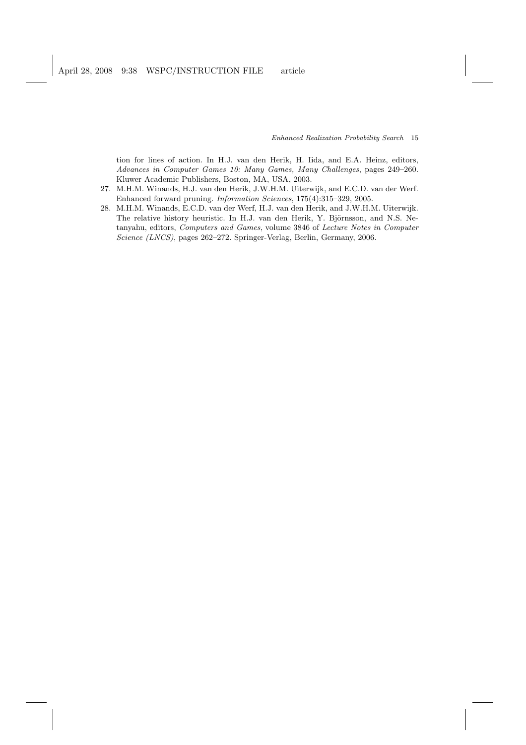tion for lines of action. In H.J. van den Herik, H. Iida, and E.A. Heinz, editors, *Advances in Computer Games 10: Many Games, Many Challenges*, pages 249–260. Kluwer Academic Publishers, Boston, MA, USA, 2003.

27. M.H.M. Winands, H.J. van den Herik, J.W.H.M. Uiterwijk, and E.C.D. van der Werf. Enhanced forward pruning. *Information Sciences*, 175(4):315–329, 2005.
28. M.H.M. Winands, E.C.D. van der Werf, H.J. van den Herik, and J.W.H.M. Uiterwijk. The relative history heuristic. In H.J. van den Herik, Y. Björnsson, and N.S. Netanyahu, editors, *Computers and Games*, volume 3846 of *Lecture Notes in Computer Science (LNCS)*, pages 262–272. Springer-Verlag, Berlin, Germany, 2006.